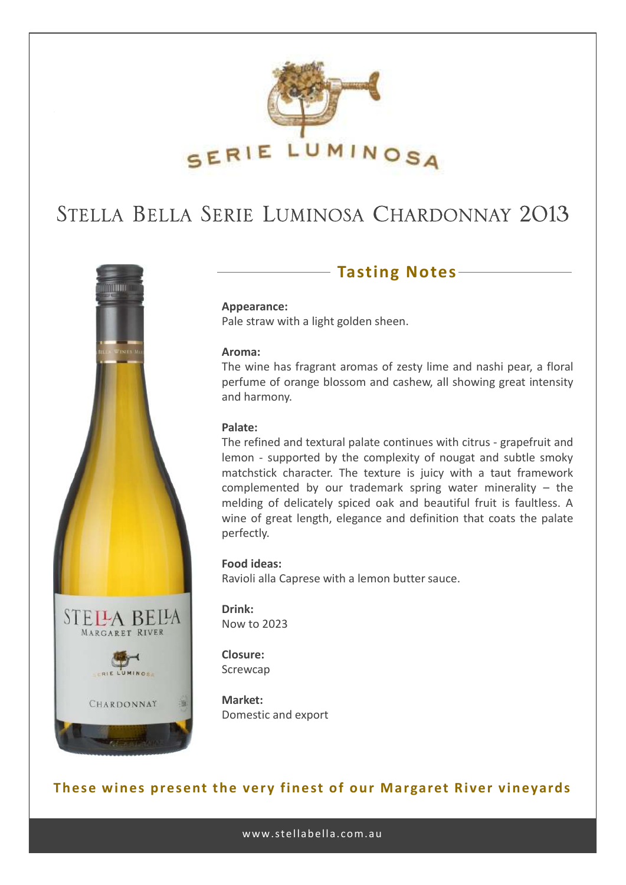SERIE LUMINOSA

# Stella Bella Serie Luminosa Chardonnay 2013

## Tasting Notes

**Appearance:**
Pale straw with a light golden sheen.

**Aroma:**
The wine has fragrant aromas of zesty lime and nashi pear, a floral perfume of orange blossom and cashew, all showing great intensity and harmony.

**Palate:**
The refined and textural palate continues with citrus - grapefruit and lemon - supported by the complexity of nougat and subtle smoky matchstick character. The texture is juicy with a taut framework complemented by our trademark spring water minerality – the melding of delicately spiced oak and beautiful fruit is faultless. A wine of great length, elegance and definition that coats the palate perfectly.

**Food ideas:**
Ravioli alla Caprese with a lemon butter sauce.

**Drink:**
Now to 2023

**Closure:**
Screwcap

**Market:**
Domestic and export

**These wines present the very finest of our Margaret River vineyards**

www.stellabella.com.au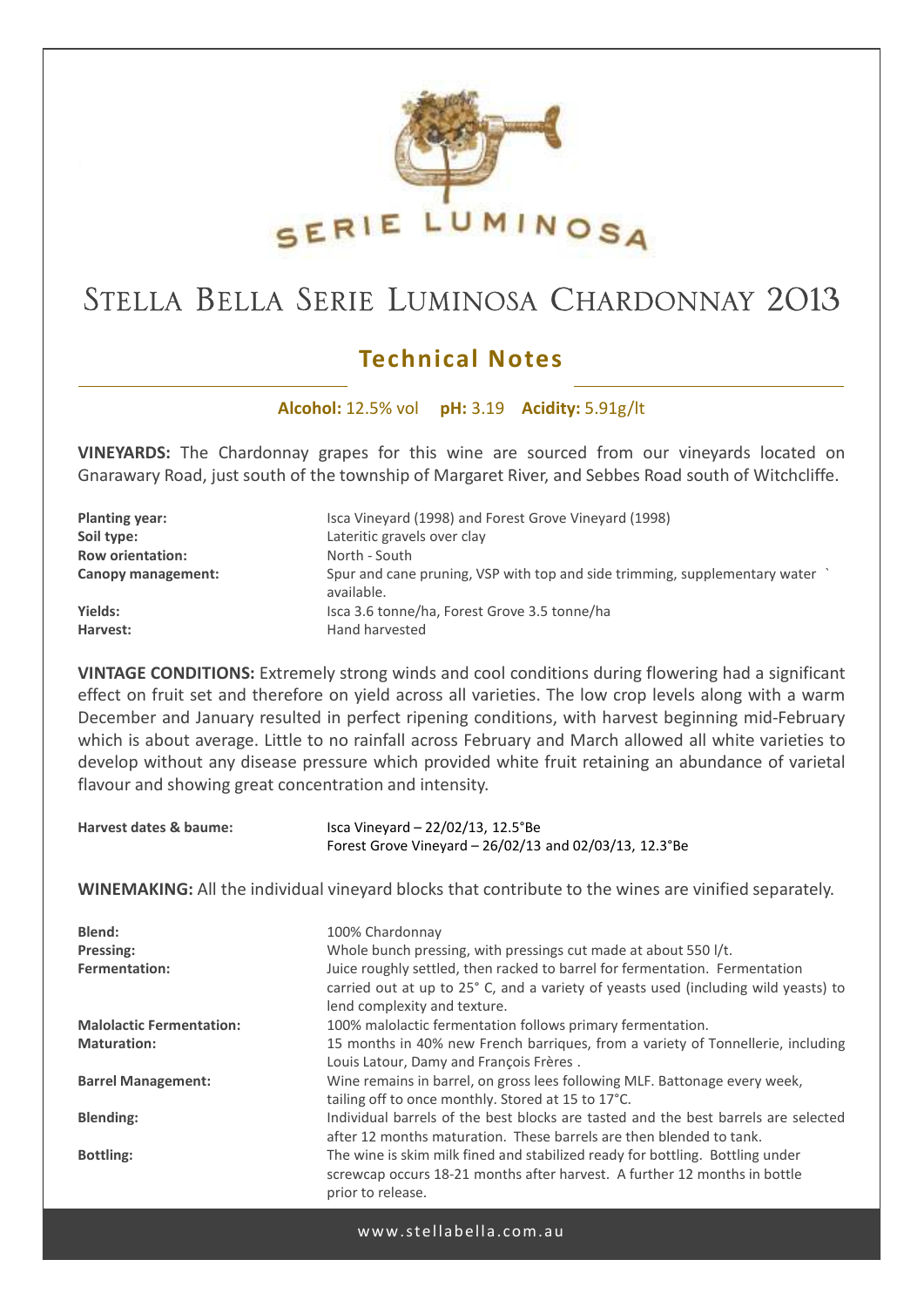SERIE LUMINOSA

# Stella Bella Serie Luminosa Chardonnay 2013

## Technical Notes

**Alcohol:** 12.5% vol **pH:** 3.19 **Acidity:** 5.91g/lt

**VINEYARDS:** The Chardonnay grapes for this wine are sourced from our vineyards located on Gnarawary Road, just south of the township of Margaret River, and Sebbes Road south of Witchcliffe.

| | |
|---|---|
| **Planting year:** | Isca Vineyard (1998) and Forest Grove Vineyard (1998) |
| **Soil type:** | Lateritic gravels over clay |
| **Row orientation:** | North - South |
| **Canopy management:** | Spur and cane pruning, VSP with top and side trimming, supplementary water available. |
| **Yields:** | Isca 3.6 tonne/ha, Forest Grove 3.5 tonne/ha |
| **Harvest:** | Hand harvested |

**VINTAGE CONDITIONS:** Extremely strong winds and cool conditions during flowering had a significant effect on fruit set and therefore on yield across all varieties. The low crop levels along with a warm December and January resulted in perfect ripening conditions, with harvest beginning mid-February which is about average. Little to no rainfall across February and March allowed all white varieties to develop without any disease pressure which provided white fruit retaining an abundance of varietal flavour and showing great concentration and intensity.

| | |
|---|---|
| **Harvest dates & baume:** | Isca Vineyard – 22/02/13, 12.5°Be<br>Forest Grove Vineyard – 26/02/13 and 02/03/13, 12.3°Be |

**WINEMAKING:** All the individual vineyard blocks that contribute to the wines are vinified separately.

| | |
|---|---|
| **Blend:** | 100% Chardonnay |
| **Pressing:** | Whole bunch pressing, with pressings cut made at about 550 l/t. |
| **Fermentation:** | Juice roughly settled, then racked to barrel for fermentation. Fermentation carried out at up to 25° C, and a variety of yeasts used (including wild yeasts) to lend complexity and texture. |
| **Malolactic Fermentation:** | 100% malolactic fermentation follows primary fermentation. |
| **Maturation:** | 15 months in 40% new French barriques, from a variety of Tonnellerie, including Louis Latour, Damy and François Frères . |
| **Barrel Management:** | Wine remains in barrel, on gross lees following MLF. Battonage every week, tailing off to once monthly. Stored at 15 to 17°C. |
| **Blending:** | Individual barrels of the best blocks are tasted and the best barrels are selected after 12 months maturation. These barrels are then blended to tank. |
| **Bottling:** | The wine is skim milk fined and stabilized ready for bottling. Bottling under screwcap occurs 18-21 months after harvest. A further 12 months in bottle prior to release. |

www.stellabella.com.au